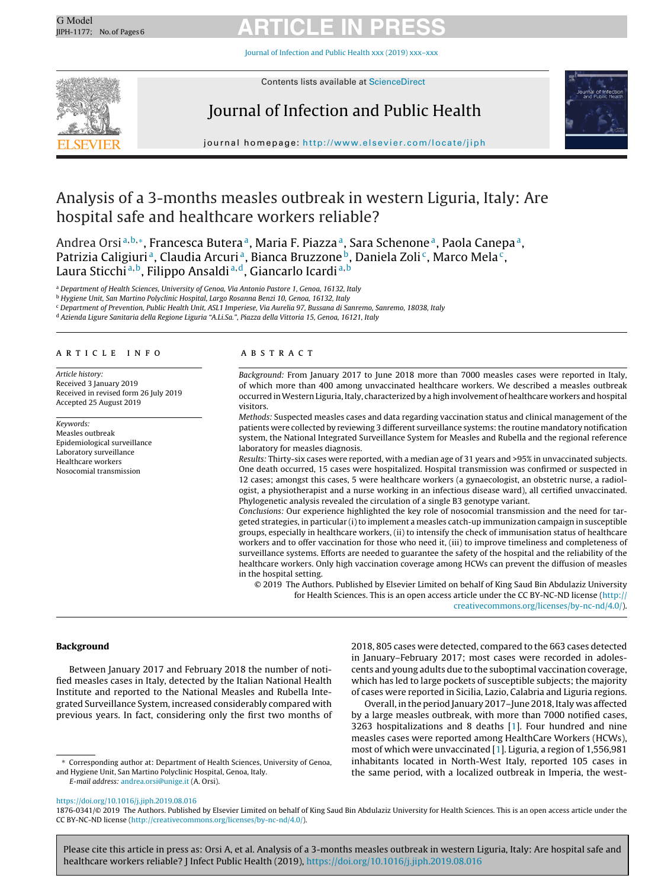# Analysis of a 3-months measles outbreak in western Liguria, Italy: Are hospital safe and healthcare workers reliable?

Andrea Orsi [a,b,*], Francesca Butera [a], Maria F. Piazza [a], Sara Schenone [a], Paola Canepa [a], Patrizia Caligiuri [a], Claudia Arcuri [a], Bianca Bruzzone [b], Daniela Zoli [c], Marco Mela [c], Laura Sticchi [a,b], Filippo Ansaldi [a,d], Giancarlo Icardi [a,b]

[a] Department of Health Sciences, University of Genoa, Via Antonio Pastore 1, Genoa, 16132, Italy

[b] Hygiene Unit, San Martino Polyclinic Hospital, Largo Rosanna Benzi 10, Genoa, 16132, Italy

[c] Department of Prevention, Public Health Unit, ASL1 Imperiese, Via Aurelia 97, Bussana di Sanremo, Sanremo, 18038, Italy

[d] Azienda Ligure Sanitaria della Regione Liguria "A.Li.Sa.", Piazza della Vittoria 15, Genoa, 16121, Italy

## ARTICLE INFO

*Article history:*
Received 3 January 2019
Received in revised form 26 July 2019
Accepted 25 August 2019

*Keywords:*
Measles outbreak
Epidemiological surveillance
Laboratory surveillance
Healthcare workers
Nosocomial transmission

## ABSTRACT

*Background:* From January 2017 to June 2018 more than 7000 measles cases were reported in Italy, of which more than 400 among unvaccinated healthcare workers. We described a measles outbreak occurred in Western Liguria, Italy, characterized by a high involvement of healthcare workers and hospital visitors.

*Methods:* Suspected measles cases and data regarding vaccination status and clinical management of the patients were collected by reviewing 3 different surveillance systems: the routine mandatory notification system, the National Integrated Surveillance System for Measles and Rubella and the regional reference laboratory for measles diagnosis.

*Results:* Thirty-six cases were reported, with a median age of 31 years and >95% in unvaccinated subjects. One death occurred, 15 cases were hospitalized. Hospital transmission was confirmed or suspected in 12 cases; amongst this cases, 5 were healthcare workers (a gynaecologist, an obstetric nurse, a radiologist, a physiotherapist and a nurse working in an infectious disease ward), all certified unvaccinated. Phylogenetic analysis revealed the circulation of a single B3 genotype variant.

*Conclusions:* Our experience highlighted the key role of nosocomial transmission and the need for targeted strategies, in particular (i) to implement a measles catch-up immunization campaign in susceptible groups, especially in healthcare workers, (ii) to intensify the check of immunisation status of healthcare workers and to offer vaccination for those who need it, (iii) to improve timeliness and completeness of surveillance systems. Efforts are needed to guarantee the safety of the hospital and the reliability of the healthcare workers. Only high vaccination coverage among HCWs can prevent the diffusion of measles in the hospital setting.

© 2019 The Authors. Published by Elsevier Limited on behalf of King Saud Bin Abdulaziz University for Health Sciences. This is an open access article under the CC BY-NC-ND license (http://creativecommons.org/licenses/by-nc-nd/4.0/).

## Background

Between January 2017 and February 2018 the number of notified measles cases in Italy, detected by the Italian National Health Institute and reported to the National Measles and Rubella Integrated Surveillance System, increased considerably compared with previous years. In fact, considering only the first two months of 2018, 805 cases were detected, compared to the 663 cases detected in January–February 2017; most cases were recorded in adolescents and young adults due to the suboptimal vaccination coverage, which has led to large pockets of susceptible subjects; the majority of cases were reported in Sicilia, Lazio, Calabria and Liguria regions.

Overall, in the period January 2017–June 2018, Italy was affected by a large measles outbreak, with more than 7000 notified cases, 3263 hospitalizations and 8 deaths [1]. Four hundred and nine measles cases were reported among HealthCare Workers (HCWs), most of which were unvaccinated [1]. Liguria, a region of 1,556,981 inhabitants located in North-West Italy, reported 105 cases in the same period, with a localized outbreak in Imperia, the west-

\* Corresponding author at: Department of Health Sciences, University of Genoa, and Hygiene Unit, San Martino Polyclinic Hospital, Genoa, Italy.
E-mail address: andrea.orsi@unige.it (A. Orsi).

https://doi.org/10.1016/j.jiph.2019.08.016
1876-0341/© 2019 The Authors. Published by Elsevier Limited on behalf of King Saud Bin Abdulaziz University for Health Sciences. This is an open access article under the CC BY-NC-ND license (http://creativecommons.org/licenses/by-nc-nd/4.0/).

Please cite this article in press as: Orsi A, et al. Analysis of a 3-months measles outbreak in western Liguria, Italy: Are hospital safe and healthcare workers reliable? J Infect Public Health (2019), https://doi.org/10.1016/j.jiph.2019.08.016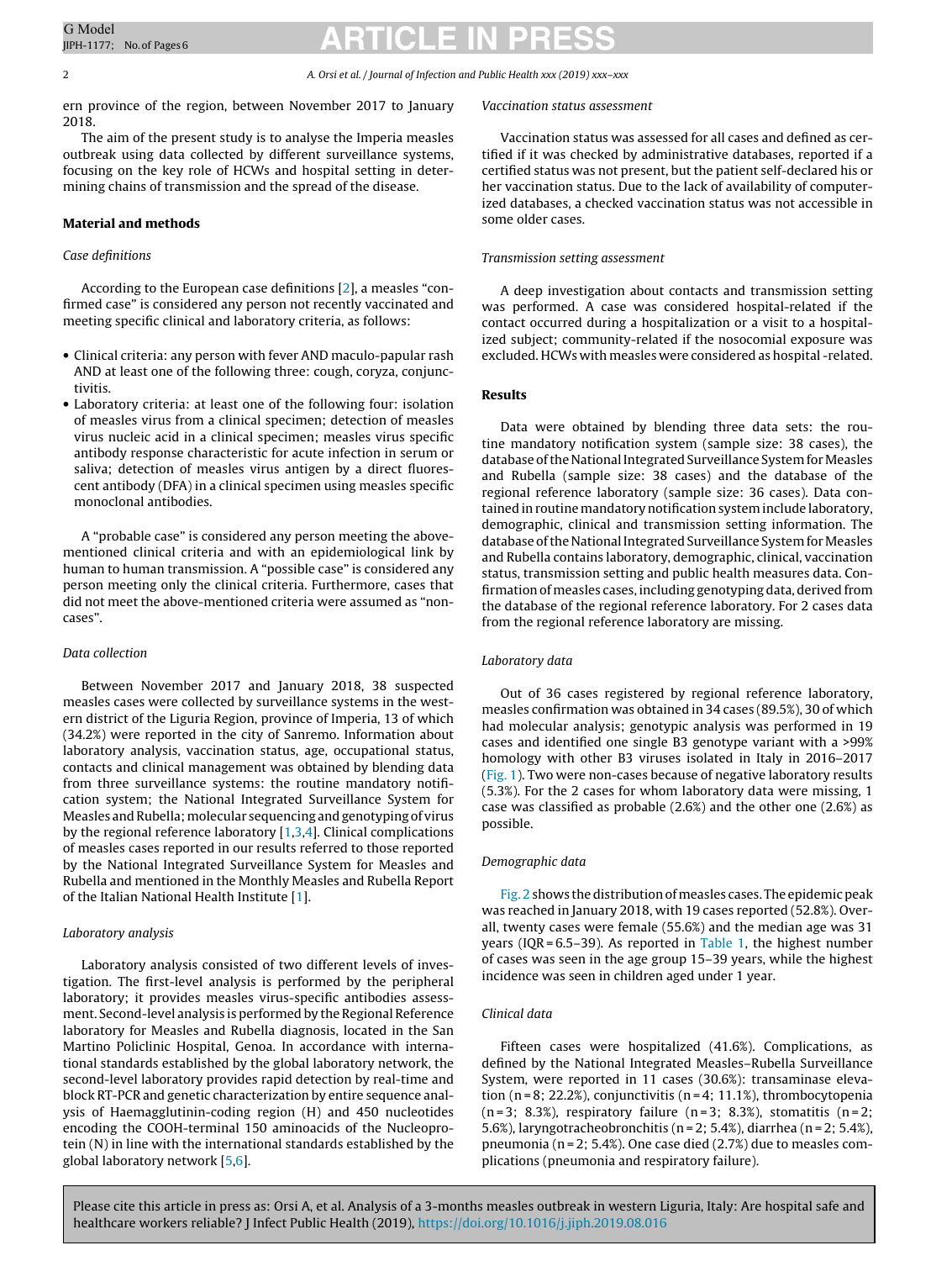ern province of the region, between November 2017 to January 2018.

The aim of the present study is to analyse the Imperia measles outbreak using data collected by different surveillance systems, focusing on the key role of HCWs and hospital setting in determining chains of transmission and the spread of the disease.

## Material and methods

### *Case definitions*

According to the European case definitions [2], a measles "confirmed case" is considered any person not recently vaccinated and meeting specific clinical and laboratory criteria, as follows:

- Clinical criteria: any person with fever AND maculo-papular rash AND at least one of the following three: cough, coryza, conjunctivitis.
- Laboratory criteria: at least one of the following four: isolation of measles virus from a clinical specimen; detection of measles virus nucleic acid in a clinical specimen; measles virus specific antibody response characteristic for acute infection in serum or saliva; detection of measles virus antigen by a direct fluorescent antibody (DFA) in a clinical specimen using measles specific monoclonal antibodies.

A "probable case" is considered any person meeting the above-mentioned clinical criteria and with an epidemiological link by human to human transmission. A "possible case" is considered any person meeting only the clinical criteria. Furthermore, cases that did not meet the above-mentioned criteria were assumed as "non-cases".

### *Data collection*

Between November 2017 and January 2018, 38 suspected measles cases were collected by surveillance systems in the western district of the Liguria Region, province of Imperia, 13 of which (34.2%) were reported in the city of Sanremo. Information about laboratory analysis, vaccination status, age, occupational status, contacts and clinical management was obtained by blending data from three surveillance systems: the routine mandatory notification system; the National Integrated Surveillance System for Measles and Rubella; molecular sequencing and genotyping of virus by the regional reference laboratory [1,3,4]. Clinical complications of measles cases reported in our results referred to those reported by the National Integrated Surveillance System for Measles and Rubella and mentioned in the Monthly Measles and Rubella Report of the Italian National Health Institute [1].

### *Laboratory analysis*

Laboratory analysis consisted of two different levels of investigation. The first-level analysis is performed by the peripheral laboratory; it provides measles virus-specific antibodies assessment. Second-level analysis is performed by the Regional Reference laboratory for Measles and Rubella diagnosis, located in the San Martino Policlinic Hospital, Genoa. In accordance with international standards established by the global laboratory network, the second-level laboratory provides rapid detection by real-time and block RT-PCR and genetic characterization by entire sequence analysis of Haemagglutinin-coding region (H) and 450 nucleotides encoding the COOH-terminal 150 aminoacids of the Nucleoprotein (N) in line with the international standards established by the global laboratory network [5,6].

### *Vaccination status assessment*

Vaccination status was assessed for all cases and defined as certified if it was checked by administrative databases, reported if a certified status was not present, but the patient self-declared his or her vaccination status. Due to the lack of availability of computerized databases, a checked vaccination status was not accessible in some older cases.

### *Transmission setting assessment*

A deep investigation about contacts and transmission setting was performed. A case was considered hospital-related if the contact occurred during a hospitalization or a visit to a hospitalized subject; community-related if the nosocomial exposure was excluded. HCWs with measles were considered as hospital -related.

## Results

Data were obtained by blending three data sets: the routine mandatory notification system (sample size: 38 cases), the database of the National Integrated Surveillance System for Measles and Rubella (sample size: 38 cases) and the database of the regional reference laboratory (sample size: 36 cases). Data contained in routine mandatory notification system include laboratory, demographic, clinical and transmission setting information. The database of the National Integrated Surveillance System for Measles and Rubella contains laboratory, demographic, clinical, vaccination status, transmission setting and public health measures data. Confirmation of measles cases, including genotyping data, derived from the database of the regional reference laboratory. For 2 cases data from the regional reference laboratory are missing.

### *Laboratory data*

Out of 36 cases registered by regional reference laboratory, measles confirmation was obtained in 34 cases (89.5%), 30 of which had molecular analysis; genotypic analysis was performed in 19 cases and identified one single B3 genotype variant with a >99% homology with other B3 viruses isolated in Italy in 2016–2017 (Fig. 1). Two were non-cases because of negative laboratory results (5.3%). For the 2 cases for whom laboratory data were missing, 1 case was classified as probable (2.6%) and the other one (2.6%) as possible.

### *Demographic data*

Fig. 2 shows the distribution of measles cases. The epidemic peak was reached in January 2018, with 19 cases reported (52.8%). Overall, twenty cases were female (55.6%) and the median age was 31 years (IQR = 6.5–39). As reported in Table 1, the highest number of cases was seen in the age group 15–39 years, while the highest incidence was seen in children aged under 1 year.

### *Clinical data*

Fifteen cases were hospitalized (41.6%). Complications, as defined by the National Integrated Measles–Rubella Surveillance System, were reported in 11 cases (30.6%): transaminase elevation (n = 8; 22.2%), conjunctivitis (n = 4; 11.1%), thrombocytopenia (n = 3; 8.3%), respiratory failure (n = 3; 8.3%), stomatitis (n = 2; 5.6%), laryngotracheobronchitis (n = 2; 5.4%), diarrhea (n = 2; 5.4%), pneumonia (n = 2; 5.4%). One case died (2.7%) due to measles complications (pneumonia and respiratory failure).

Please cite this article in press as: Orsi A, et al. Analysis of a 3-months measles outbreak in western Liguria, Italy: Are hospital safe and healthcare workers reliable? J Infect Public Health (2019), https://doi.org/10.1016/j.jiph.2019.08.016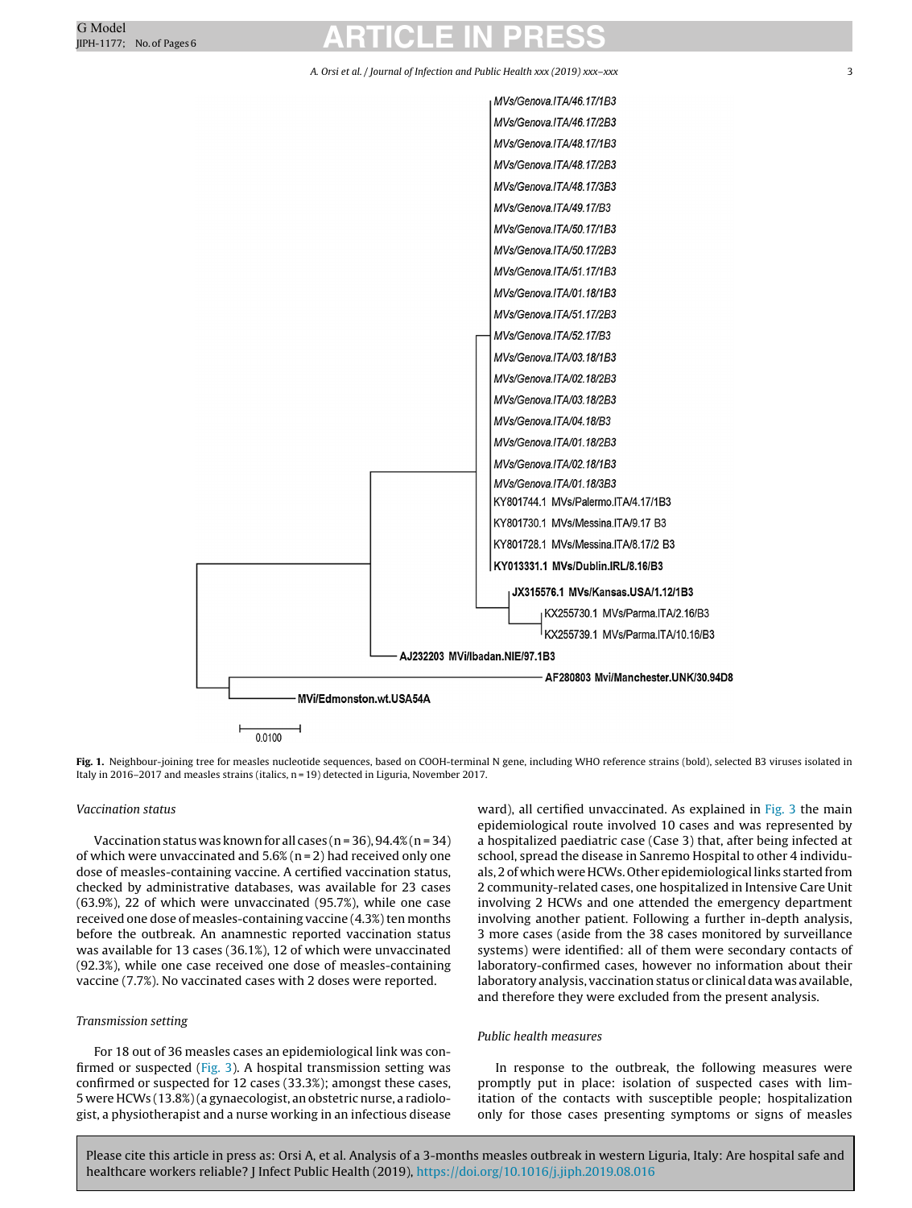**Fig. 1.** Neighbour-joining tree for measles nucleotide sequences, based on COOH-terminal N gene, including WHO reference strains (bold), selected B3 viruses isolated in Italy in 2016–2017 and measles strains (italics, n = 19) detected in Liguria, November 2017.

### *Vaccination status*

Vaccination status was known for all cases (n = 36), 94.4% (n = 34) of which were unvaccinated and 5.6% (n = 2) had received only one dose of measles-containing vaccine. A certified vaccination status, checked by administrative databases, was available for 23 cases (63.9%), 22 of which were unvaccinated (95.7%), while one case received one dose of measles-containing vaccine (4.3%) ten months before the outbreak. An anamnestic reported vaccination status was available for 13 cases (36.1%), 12 of which were unvaccinated (92.3%), while one case received one dose of measles-containing vaccine (7.7%). No vaccinated cases with 2 doses were reported.

### *Transmission setting*

For 18 out of 36 measles cases an epidemiological link was confirmed or suspected (Fig. 3). A hospital transmission setting was confirmed or suspected for 12 cases (33.3%); amongst these cases, 5 were HCWs (13.8%) (a gynaecologist, an obstetric nurse, a radiologist, a physiotherapist and a nurse working in an infectious disease ward), all certified unvaccinated. As explained in Fig. 3 the main epidemiological route involved 10 cases and was represented by a hospitalized paediatric case (Case 3) that, after being infected at school, spread the disease in Sanremo Hospital to other 4 individuals, 2 of which were HCWs. Other epidemiological links started from 2 community-related cases, one hospitalized in Intensive Care Unit involving 2 HCWs and one attended the emergency department involving another patient. Following a further in-depth analysis, 3 more cases (aside from the 38 cases monitored by surveillance systems) were identified: all of them were secondary contacts of laboratory-confirmed cases, however no information about their laboratory analysis, vaccination status or clinical data was available, and therefore they were excluded from the present analysis.

### *Public health measures*

In response to the outbreak, the following measures were promptly put in place: isolation of suspected cases with limitation of the contacts with susceptible people; hospitalization only for those cases presenting symptoms or signs of measles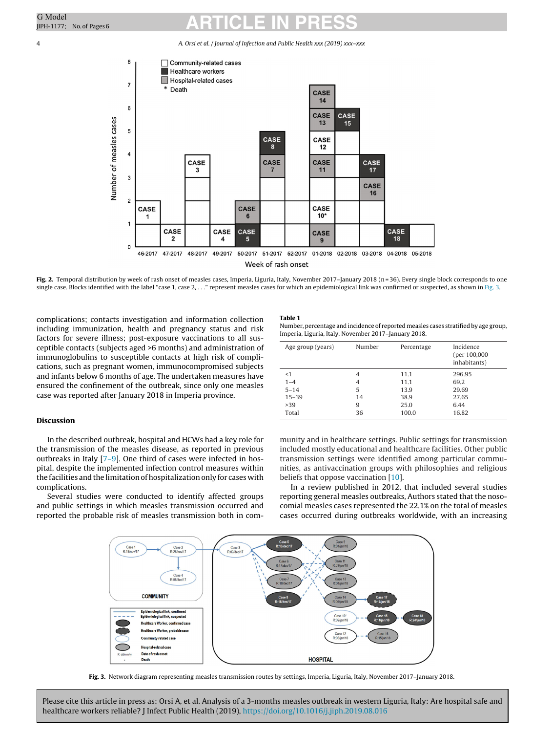**Fig. 2.** Temporal distribution by week of rash onset of measles cases, Imperia, Liguria, Italy, November 2017–January 2018 (n = 36). Every single block corresponds to one single case. Blocks identified with the label "case 1, case 2, . . ." represent measles cases for which an epidemiological link was confirmed or suspected, as shown in Fig. 3.

complications; contacts investigation and information collection including immunization, health and pregnancy status and risk factors for severe illness; post-exposure vaccinations to all susceptible contacts (subjects aged >6 months) and administration of immunoglobulins to susceptible contacts at high risk of complications, such as pregnant women, immunocompromised subjects and infants below 6 months of age. The undertaken measures have ensured the confinement of the outbreak, since only one measles case was reported after January 2018 in Imperia province.

**Table 1**
Number, percentage and incidence of reported measles cases stratified by age group, Imperia, Liguria, Italy, November 2017–January 2018.

| Age group (years) | Number | Percentage | Incidence (per 100,000 inhabitants) |
|---|---|---|---|
| <1 | 4 | 11.1 | 296.95 |
| 1–4 | 4 | 11.1 | 69.2 |
| 5–14 | 5 | 13.9 | 29.69 |
| 15–39 | 14 | 38.9 | 27.65 |
| >39 | 9 | 25.0 | 6.44 |
| Total | 36 | 100.0 | 16.82 |

## Discussion

In the described outbreak, hospital and HCWs had a key role for the transmission of the measles disease, as reported in previous outbreaks in Italy [7–9]. One third of cases were infected in hospital, despite the implemented infection control measures within the facilities and the limitation of hospitalization only for cases with complications.

Several studies were conducted to identify affected groups and public settings in which measles transmission occurred and reported the probable risk of measles transmission both in community and in healthcare settings. Public settings for transmission included mostly educational and healthcare facilities. Other public transmission settings were identified among particular communities, as antivaccination groups with philosophies and religious beliefs that oppose vaccination [10].

In a review published in 2012, that included several studies reporting general measles outbreaks, Authors stated that the nosocomial measles cases represented the 22.1% on the total of measles cases occurred during outbreaks worldwide, with an increasing

**Fig. 3.** Network diagram representing measles transmission routes by settings, Imperia, Liguria, Italy, November 2017–January 2018.

Please cite this article in press as: Orsi A, et al. Analysis of a 3-months measles outbreak in western Liguria, Italy: Are hospital safe and healthcare workers reliable? J Infect Public Health (2019), https://doi.org/10.1016/j.jiph.2019.08.016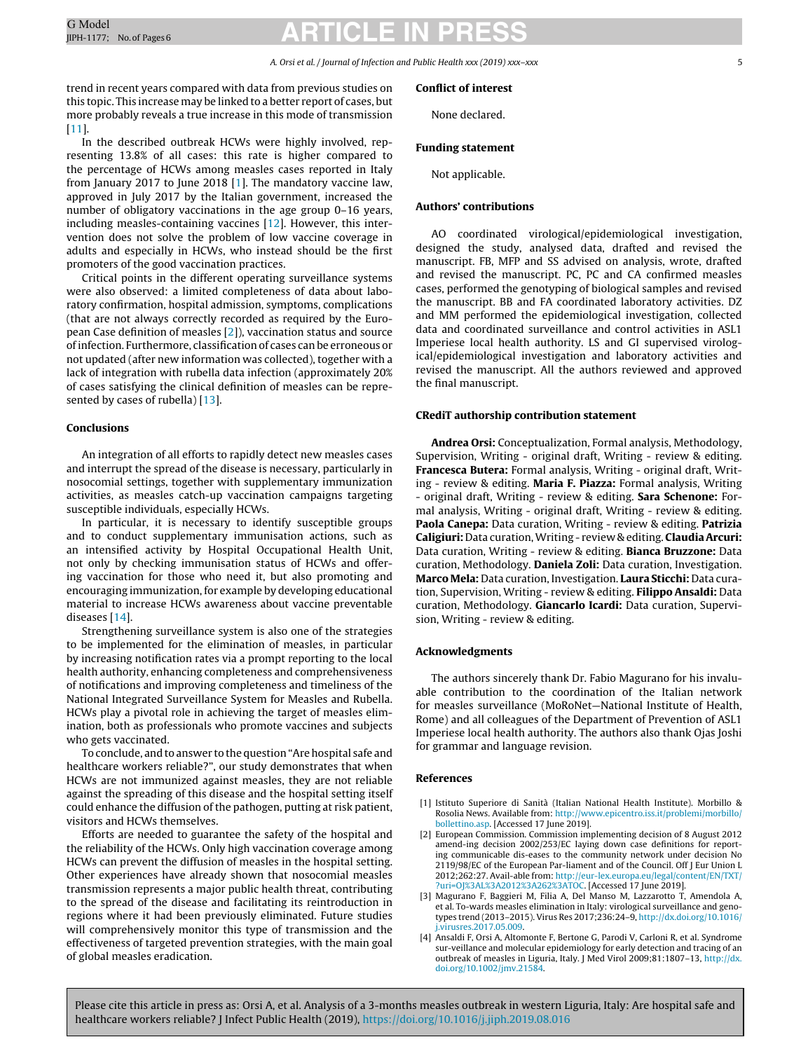trend in recent years compared with data from previous studies on this topic. This increase may be linked to a better report of cases, but more probably reveals a true increase in this mode of transmission [11].

In the described outbreak HCWs were highly involved, representing 13.8% of all cases: this rate is higher compared to the percentage of HCWs among measles cases reported in Italy from January 2017 to June 2018 [1]. The mandatory vaccine law, approved in July 2017 by the Italian government, increased the number of obligatory vaccinations in the age group 0–16 years, including measles-containing vaccines [12]. However, this intervention does not solve the problem of low vaccine coverage in adults and especially in HCWs, who instead should be the first promoters of the good vaccination practices.

Critical points in the different operating surveillance systems were also observed: a limited completeness of data about laboratory confirmation, hospital admission, symptoms, complications (that are not always correctly recorded as required by the European Case definition of measles [2]), vaccination status and source of infection. Furthermore, classification of cases can be erroneous or not updated (after new information was collected), together with a lack of integration with rubella data infection (approximately 20% of cases satisfying the clinical definition of measles can be represented by cases of rubella) [13].

## Conclusions

An integration of all efforts to rapidly detect new measles cases and interrupt the spread of the disease is necessary, particularly in nosocomial settings, together with supplementary immunization activities, as measles catch-up vaccination campaigns targeting susceptible individuals, especially HCWs.

In particular, it is necessary to identify susceptible groups and to conduct supplementary immunisation actions, such as an intensified activity by Hospital Occupational Health Unit, not only by checking immunisation status of HCWs and offering vaccination for those who need it, but also promoting and encouraging immunization, for example by developing educational material to increase HCWs awareness about vaccine preventable diseases [14].

Strengthening surveillance system is also one of the strategies to be implemented for the elimination of measles, in particular by increasing notification rates via a prompt reporting to the local health authority, enhancing completeness and comprehensiveness of notifications and improving completeness and timeliness of the National Integrated Surveillance System for Measles and Rubella. HCWs play a pivotal role in achieving the target of measles elimination, both as professionals who promote vaccines and subjects who gets vaccinated.

To conclude, and to answer to the question "Are hospital safe and healthcare workers reliable?", our study demonstrates that when HCWs are not immunized against measles, they are not reliable against the spreading of this disease and the hospital setting itself could enhance the diffusion of the pathogen, putting at risk patient, visitors and HCWs themselves.

Efforts are needed to guarantee the safety of the hospital and the reliability of the HCWs. Only high vaccination coverage among HCWs can prevent the diffusion of measles in the hospital setting. Other experiences have already shown that nosocomial measles transmission represents a major public health threat, contributing to the spread of the disease and facilitating its reintroduction in regions where it had been previously eliminated. Future studies will comprehensively monitor this type of transmission and the effectiveness of targeted prevention strategies, with the main goal of global measles eradication.

## Conflict of interest

None declared.

## Funding statement

Not applicable.

## Authors' contributions

AO coordinated virological/epidemiological investigation, designed the study, analysed data, drafted and revised the manuscript. FB, MFP and SS advised on analysis, wrote, drafted and revised the manuscript. PC, PC and CA confirmed measles cases, performed the genotyping of biological samples and revised the manuscript. BB and FA coordinated laboratory activities. DZ and MM performed the epidemiological investigation, collected data and coordinated surveillance and control activities in ASL1 Imperiese local health authority. LS and GI supervised virological/epidemiological investigation and laboratory activities and revised the manuscript. All the authors reviewed and approved the final manuscript.

## CRediT authorship contribution statement

**Andrea Orsi:** Conceptualization, Formal analysis, Methodology, Supervision, Writing - original draft, Writing - review & editing. **Francesca Butera:** Formal analysis, Writing - original draft, Writing - review & editing. **Maria F. Piazza:** Formal analysis, Writing - original draft, Writing - review & editing. **Sara Schenone:** Formal analysis, Writing - original draft, Writing - review & editing. **Paola Canepa:** Data curation, Writing - review & editing. **Patrizia Caligiuri:** Data curation, Writing - review & editing. **Claudia Arcuri:** Data curation, Writing - review & editing. **Bianca Bruzzone:** Data curation, Methodology. **Daniela Zoli:** Data curation, Investigation. **Marco Mela:** Data curation, Investigation. **Laura Sticchi:** Data curation, Supervision, Writing - review & editing. **Filippo Ansaldi:** Data curation, Methodology. **Giancarlo Icardi:** Data curation, Supervision, Writing - review & editing.

## Acknowledgments

The authors sincerely thank Dr. Fabio Magurano for his invaluable contribution to the coordination of the Italian network for measles surveillance (MoRoNet—National Institute of Health, Rome) and all colleagues of the Department of Prevention of ASL1 Imperiese local health authority. The authors also thank Ojas Joshi for grammar and language revision.

## References

[1] Istituto Superiore di Sanità (Italian National Health Institute). Morbillo & Rosolia News. Available from: http://www.epicentro.iss.it/problemi/morbillo/bollettino.asp. [Accessed 17 June 2019].

[2] European Commission. Commission implementing decision of 8 August 2012 amend-ing decision 2002/253/EC laying down case definitions for reporting communicable dis-eases to the community network under decision No 2119/98/EC of the European Par-liament and of the Council. Off J Eur Union L 2012;262:27. Avail-able from: http://eur-lex.europa.eu/legal/content/EN/TXT/?uri=OJ%3AL%3A2012%3A262%3ATOC. [Accessed 17 June 2019].

[3] Magurano F, Baggieri M, Filia A, Del Manso M, Lazzarotto T, Amendola A, et al. To-wards measles elimination in Italy: virological surveillance and genotypes trend (2013–2015). Virus Res 2017;236:24–9, http://dx.doi.org/10.1016/j.virusres.2017.05.009.

[4] Ansaldi F, Orsi A, Altomonte F, Bertone G, Parodi V, Carloni R, et al. Syndrome sur-veillance and molecular epidemiology for early detection and tracing of an outbreak of measles in Liguria, Italy. J Med Virol 2009;81:1807–13, http://dx.doi.org/10.1002/jmv.21584.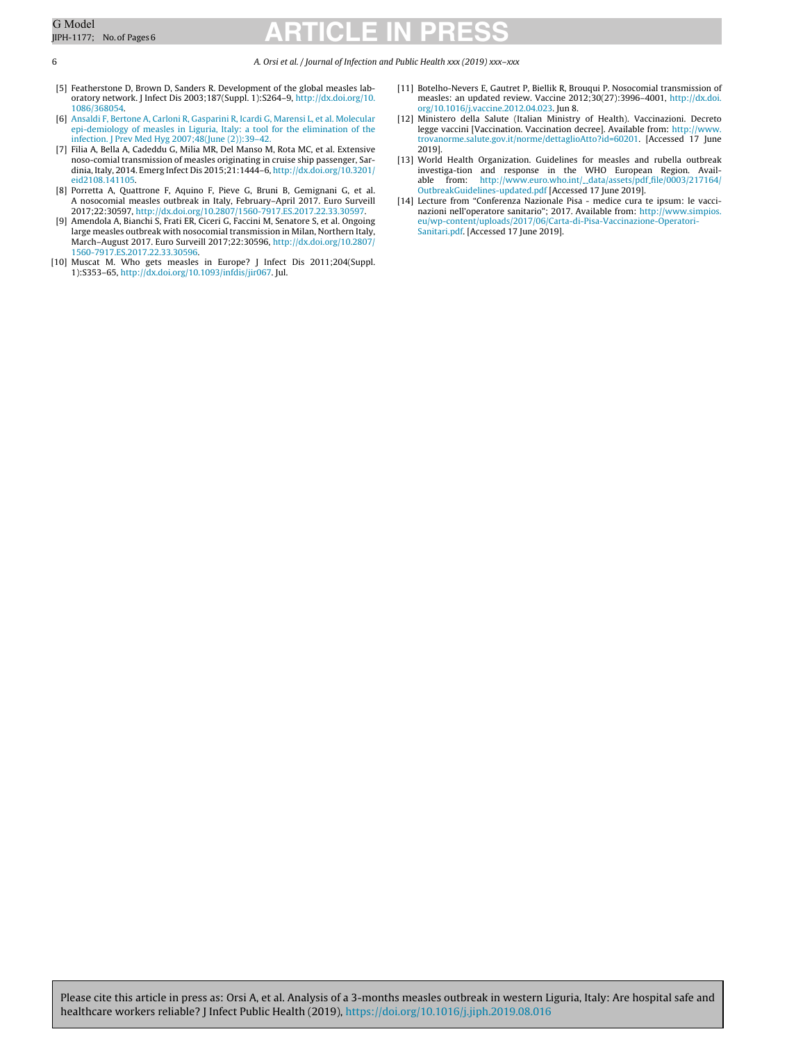[5] Featherstone D, Brown D, Sanders R. Development of the global measles laboratory network. J Infect Dis 2003;187(Suppl. 1):S264–9, http://dx.doi.org/10.1086/368054.

[6] Ansaldi F, Bertone A, Carloni R, Gasparini R, Icardi G, Marensi L, et al. Molecular epi-demiology of measles in Liguria, Italy: a tool for the elimination of the infection. J Prev Med Hyg 2007;48(June (2)):39–42.

[7] Filia A, Bella A, Cadeddu G, Milia MR, Del Manso M, Rota MC, et al. Extensive noso-comial transmission of measles originating in cruise ship passenger, Sardinia, Italy, 2014. Emerg Infect Dis 2015;21:1444–6, http://dx.doi.org/10.3201/eid2108.141105.

[8] Porretta A, Quattrone F, Aquino F, Pieve G, Bruni B, Gemignani G, et al. A nosocomial measles outbreak in Italy, February–April 2017. Euro Surveill 2017;22:30597, http://dx.doi.org/10.2807/1560-7917.ES.2017.22.33.30597.

[9] Amendola A, Bianchi S, Frati ER, Ciceri G, Faccini M, Senatore S, et al. Ongoing large measles outbreak with nosocomial transmission in Milan, Northern Italy, March–August 2017. Euro Surveill 2017;22:30596, http://dx.doi.org/10.2807/1560-7917.ES.2017.22.33.30596.

[10] Muscat M. Who gets measles in Europe? J Infect Dis 2011;204(Suppl. 1):S353–65, http://dx.doi.org/10.1093/infdis/jir067. Jul.

[11] Botelho-Nevers E, Gautret P, Biellik R, Brouqui P. Nosocomial transmission of measles: an updated review. Vaccine 2012;30(27):3996–4001, http://dx.doi.org/10.1016/j.vaccine.2012.04.023. Jun 8.

[12] Ministero della Salute (Italian Ministry of Health). Vaccinazioni. Decreto legge vaccini [Vaccination. Vaccination decree]. Available from: http://www.trovanorme.salute.gov.it/norme/dettaglioAtto?id=60201. [Accessed 17 June 2019].

[13] World Health Organization. Guidelines for measles and rubella outbreak investiga-tion and response in the WHO European Region. Available from: http://www.euro.who.int/__data/assets/pdf_file/0003/217164/OutbreakGuidelines-updated.pdf [Accessed 17 June 2019].

[14] Lecture from "Conferenza Nazionale Pisa - medice cura te ipsum: le vaccinazioni nell'operatore sanitario"; 2017. Available from: http://www.simpios.eu/wp-content/uploads/2017/06/Carta-di-Pisa-Vaccinazione-Operatori-Sanitari.pdf. [Accessed 17 June 2019].